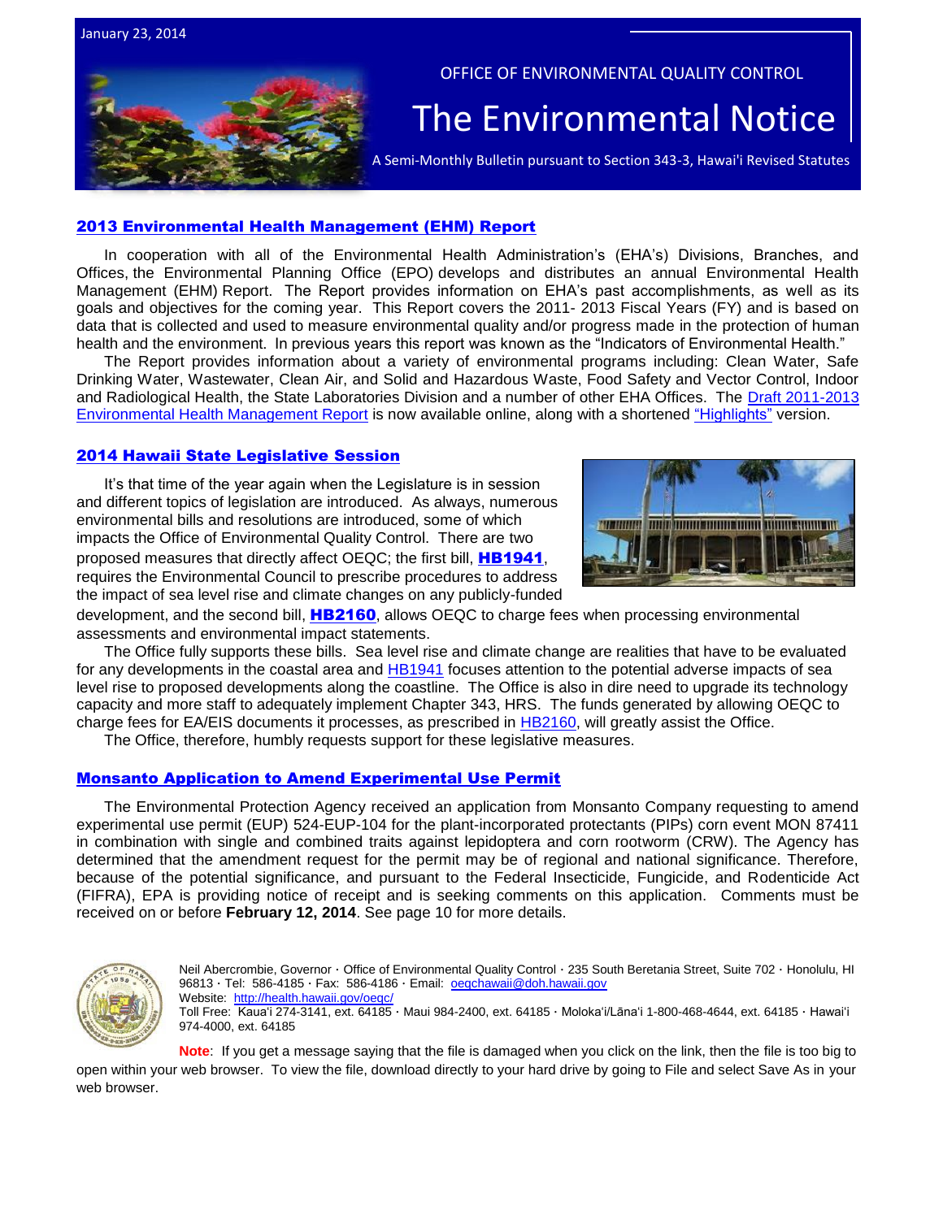January 23, 2014

OFFICE OF ENVIRONMENTAL QUALITY CONTROL

# The Environmental Notice

A Semi-Monthly Bulletin pursuant to Section 343-3, Hawai'i Revised Statutes

## 2013 Environmental Health Management (EHM) Report

In cooperation with all of the Environmental Health Administration's (EHA's) Divisions, Branches, and Offices, the Environmental Planning Office (EPO) develops and distributes an annual Environmental Health Management (EHM) Report. The Report provides information on EHA's past accomplishments, as well as its goals and objectives for the coming year. This Report covers the 2011- 2013 Fiscal Years (FY) and is based on data that is collected and used to measure environmental quality and/or progress made in the protection of human health and the environment. In previous years this report was known as the "Indicators of Environmental Health."

The Report provides information about a variety of environmental programs including: Clean Water, Safe Drinking Water, Wastewater, Clean Air, and Solid and Hazardous Waste, Food Safety and Vector Control, Indoor and Radiological Health, the State Laboratories Division and a number of other EHA Offices. The Draft 2011-2013 Environmental Health Management Report is now available online, along with a shortened "Highlights" version.

## 2014 Hawaii State Legislative Session

It's that time of the year again when the Legislature is in session and different topics of legislation are introduced. As always, numerous environmental bills and resolutions are introduced, some of which impacts the Office of Environmental Quality Control. There are two proposed measures that directly affect OEQC; the first bill, **HB1941**, requires the Environmental Council to prescribe procedures to address the impact of sea level rise and climate changes on any publicly-funded development, and the second bill, **HB2160**, allows OEQC to charge fees when processing environmental assessments and environmental impact statements.

The Office fully supports these bills. Sea level rise and climate change are realities that have to be evaluated for any developments in the coastal area and HB1941 focuses attention to the potential adverse impacts of sea level rise to proposed developments along the coastline. The Office is also in dire need to upgrade its technology capacity and more staff to adequately implement Chapter 343, HRS. The funds generated by allowing OEQC to charge fees for EA/EIS documents it processes, as prescribed in HB2160, will greatly assist the Office.

The Office, therefore, humbly requests support for these legislative measures.

## Monsanto Application to Amend Experimental Use Permit

The Environmental Protection Agency received an application from Monsanto Company requesting to amend experimental use permit (EUP) 524-EUP-104 for the plant-incorporated protectants (PIPs) corn event MON 87411 in combination with single and combined traits against lepidoptera and corn rootworm (CRW). The Agency has determined that the amendment request for the permit may be of regional and national significance. Therefore, because of the potential significance, and pursuant to the Federal Insecticide, Fungicide, and Rodenticide Act (FIFRA), EPA is providing notice of receipt and is seeking comments on this application. Comments must be received on or before **February 12, 2014**. See page 10 for more details.

Neil Abercrombie, Governor · Office of Environmental Quality Control · 235 South Beretania Street, Suite 702 · Honolulu, HI 96813 · Tel: 586-4185 · Fax: 586-4186 · Email: oeqchawaii@doh.hawaii.gov
Website: http://health.hawaii.gov/oeqc/
Toll Free: Kaua'i 274-3141, ext. 64185 · Maui 984-2400, ext. 64185 · Moloka'i/Lāna'i 1-800-468-4644, ext. 64185 · Hawai'i 974-4000, ext. 64185

**Note**: If you get a message saying that the file is damaged when you click on the link, then the file is too big to open within your web browser. To view the file, download directly to your hard drive by going to File and select Save As in your web browser.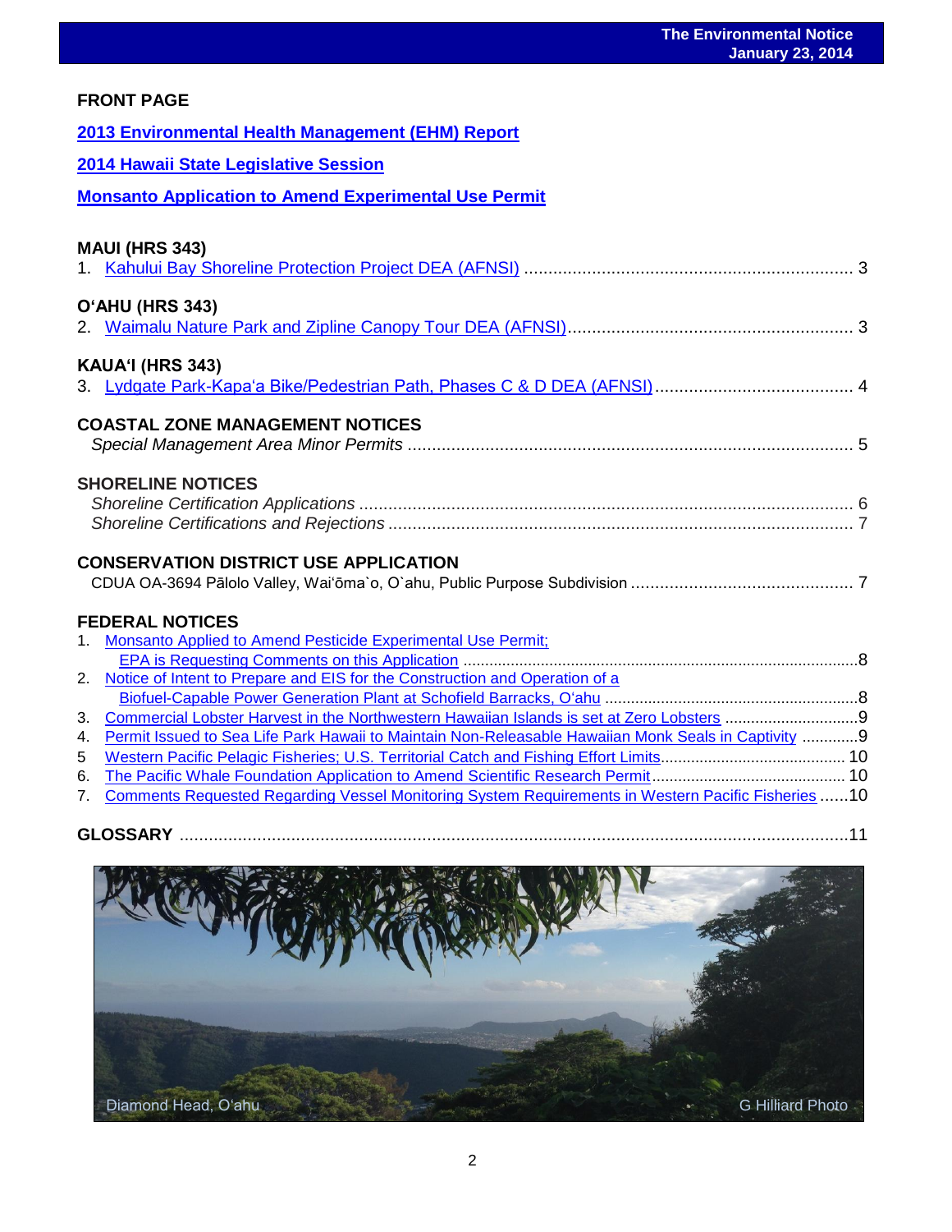## FRONT PAGE

**2013 Environmental Health Management (EHM) Report**

**2014 Hawaii State Legislative Session**

**Monsanto Application to Amend Experimental Use Permit**

### MAUI (HRS 343)

1. Kahului Bay Shoreline Protection Project DEA (AFNSI) .................... 3

### O'AHU (HRS 343)

2. Waimalu Nature Park and Zipline Canopy Tour DEA (AFNSI) .................... 3

### KAUA'I (HRS 343)

3. Lydgate Park-Kapa'a Bike/Pedestrian Path, Phases C & D DEA (AFNSI) .................... 4

### COASTAL ZONE MANAGEMENT NOTICES

*Special Management Area Minor Permits* .................... 5

### SHORELINE NOTICES

*Shoreline Certification Applications* .................... 6
*Shoreline Certifications and Rejections* .................... 7

### CONSERVATION DISTRICT USE APPLICATION

CDUA OA-3694 Pālolo Valley, Wai'ōma`o, O`ahu, Public Purpose Subdivision .................... 7

### FEDERAL NOTICES

1. Monsanto Applied to Amend Pesticide Experimental Use Permit; EPA is Requesting Comments on this Application .................... 8
2. Notice of Intent to Prepare and EIS for the Construction and Operation of a Biofuel-Capable Power Generation Plant at Schofield Barracks, O'ahu .................... 8
3. Commercial Lobster Harvest in the Northwestern Hawaiian Islands is set at Zero Lobsters .................... 9
4. Permit Issued to Sea Life Park Hawaii to Maintain Non-Releasable Hawaiian Monk Seals in Captivity .................... 9
5. Western Pacific Pelagic Fisheries; U.S. Territorial Catch and Fishing Effort Limits .................... 10
6. The Pacific Whale Foundation Application to Amend Scientific Research Permit .................... 10
7. Comments Requested Regarding Vessel Monitoring System Requirements in Western Pacific Fisheries .................... 10

### GLOSSARY .................... 11

Diamond Head, O'ahu — G Hilliard Photo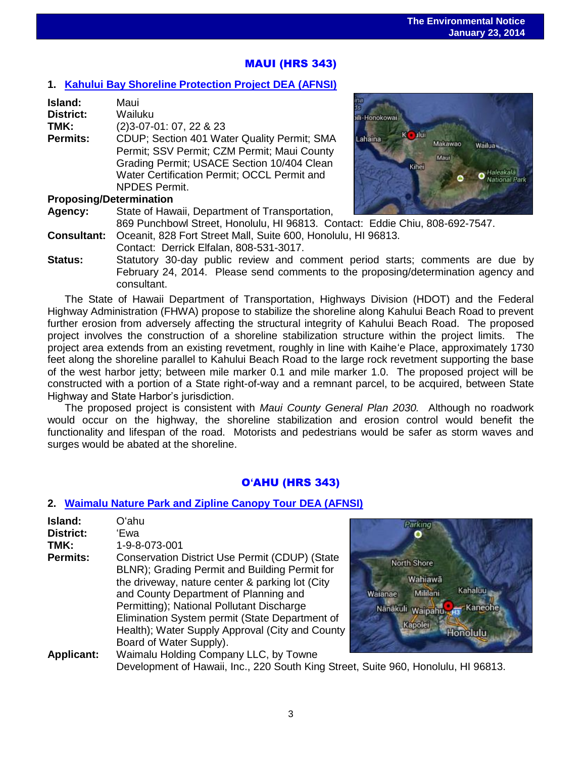## MAUI (HRS 343)

### 1. Kahului Bay Shoreline Protection Project DEA (AFNSI)

**Island:** Maui
**District:** Wailuku
**TMK:** (2)3-07-01: 07, 22 & 23
**Permits:** CDUP; Section 401 Water Quality Permit; SMA Permit; SSV Permit; CZM Permit; Maui County Grading Permit; USACE Section 10/404 Clean Water Certification Permit; OCCL Permit and NPDES Permit.

**Proposing/Determination**
**Agency:** State of Hawaii, Department of Transportation, 869 Punchbowl Street, Honolulu, HI 96813. Contact: Eddie Chiu, 808-692-7547.
**Consultant:** Oceanit, 828 Fort Street Mall, Suite 600, Honolulu, HI 96813. Contact: Derrick Elfalan, 808-531-3017.
**Status:** Statutory 30-day public review and comment period starts; comments are due by February 24, 2014. Please send comments to the proposing/determination agency and consultant.

The State of Hawaii Department of Transportation, Highways Division (HDOT) and the Federal Highway Administration (FHWA) propose to stabilize the shoreline along Kahului Beach Road to prevent further erosion from adversely affecting the structural integrity of Kahului Beach Road. The proposed project involves the construction of a shoreline stabilization structure within the project limits. The project area extends from an existing revetment, roughly in line with Kaiheʻe Place, approximately 1730 feet along the shoreline parallel to Kahului Beach Road to the large rock revetment supporting the base of the west harbor jetty; between mile marker 0.1 and mile marker 1.0. The proposed project will be constructed with a portion of a State right-of-way and a remnant parcel, to be acquired, between State Highway and State Harbor's jurisdiction.

The proposed project is consistent with *Maui County General Plan 2030.* Although no roadwork would occur on the highway, the shoreline stabilization and erosion control would benefit the functionality and lifespan of the road. Motorists and pedestrians would be safer as storm waves and surges would be abated at the shoreline.

## OʻAHU (HRS 343)

### 2. Waimalu Nature Park and Zipline Canopy Tour DEA (AFNSI)

**Island:** Oʻahu
**District:** ʻEwa
**TMK:** 1-9-8-073-001
**Permits:** Conservation District Use Permit (CDUP) (State BLNR); Grading Permit and Building Permit for the driveway, nature center & parking lot (City and County Department of Planning and Permitting); National Pollutant Discharge Elimination System permit (State Department of Health); Water Supply Approval (City and County Board of Water Supply).
**Applicant:** Waimalu Holding Company LLC, by Towne Development of Hawaii, Inc., 220 South King Street, Suite 960, Honolulu, HI 96813.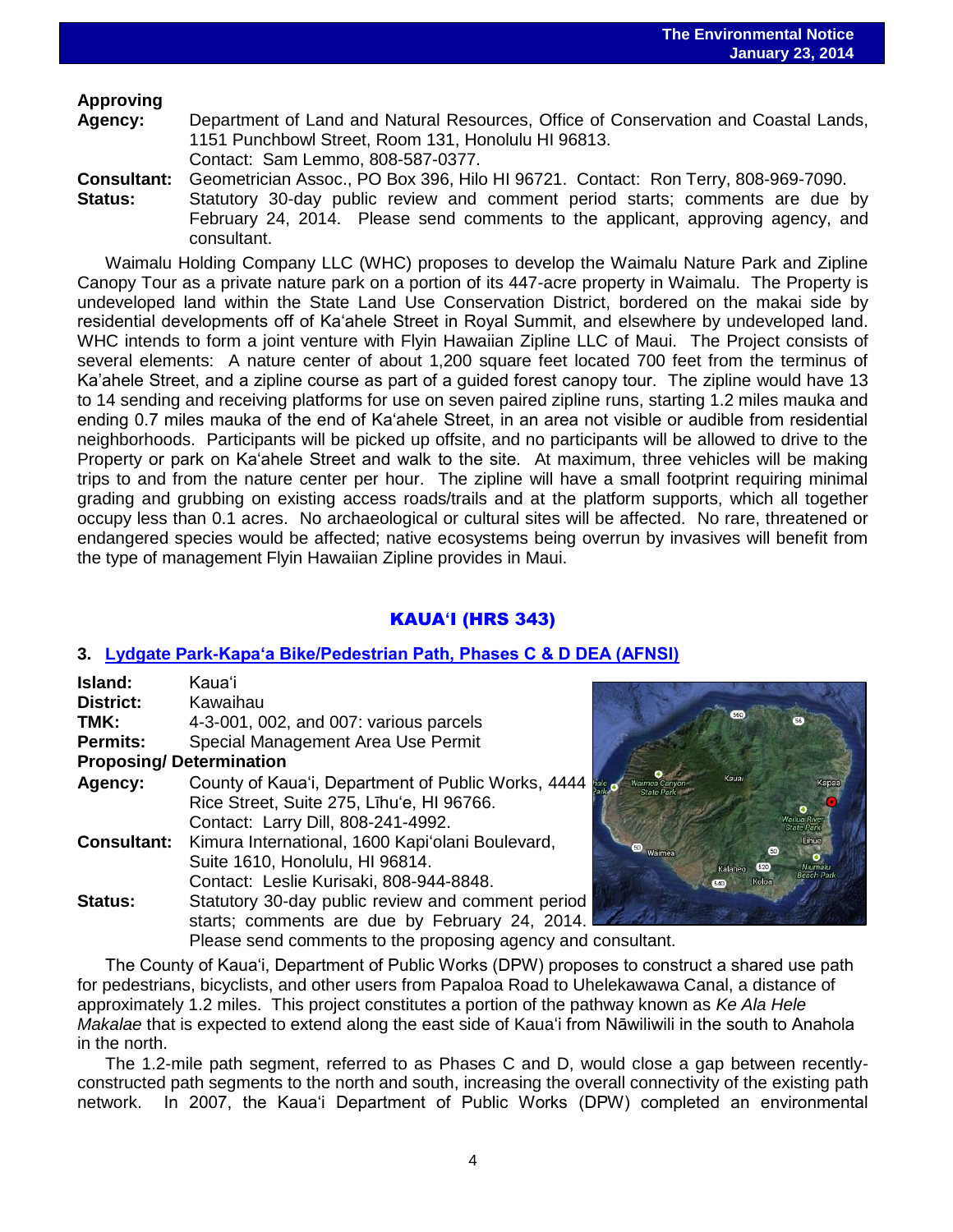**Approving Agency:** Department of Land and Natural Resources, Office of Conservation and Coastal Lands, 1151 Punchbowl Street, Room 131, Honolulu HI 96813.
Contact: Sam Lemmo, 808-587-0377.

**Consultant:** Geometrician Assoc., PO Box 396, Hilo HI 96721. Contact: Ron Terry, 808-969-7090.

**Status:** Statutory 30-day public review and comment period starts; comments are due by February 24, 2014. Please send comments to the applicant, approving agency, and consultant.

Waimalu Holding Company LLC (WHC) proposes to develop the Waimalu Nature Park and Zipline Canopy Tour as a private nature park on a portion of its 447-acre property in Waimalu. The Property is undeveloped land within the State Land Use Conservation District, bordered on the makai side by residential developments off of Ka'ahele Street in Royal Summit, and elsewhere by undeveloped land. WHC intends to form a joint venture with Flyin Hawaiian Zipline LLC of Maui. The Project consists of several elements: A nature center of about 1,200 square feet located 700 feet from the terminus of Ka'ahele Street, and a zipline course as part of a guided forest canopy tour. The zipline would have 13 to 14 sending and receiving platforms for use on seven paired zipline runs, starting 1.2 miles mauka and ending 0.7 miles mauka of the end of Ka'ahele Street, in an area not visible or audible from residential neighborhoods. Participants will be picked up offsite, and no participants will be allowed to drive to the Property or park on Ka'ahele Street and walk to the site. At maximum, three vehicles will be making trips to and from the nature center per hour. The zipline will have a small footprint requiring minimal grading and grubbing on existing access roads/trails and at the platform supports, which all together occupy less than 0.1 acres. No archaeological or cultural sites will be affected. No rare, threatened or endangered species would be affected; native ecosystems being overrun by invasives will benefit from the type of management Flyin Hawaiian Zipline provides in Maui.

## KAUA'I (HRS 343)

### 3. Lydgate Park-Kapa'a Bike/Pedestrian Path, Phases C & D DEA (AFNSI)

**Island:** Kaua'i

**District:** Kawaihau

**TMK:** 4-3-001, 002, and 007: various parcels

**Permits:** Special Management Area Use Permit

**Proposing/ Determination Agency:** County of Kaua'i, Department of Public Works, 4444 Rice Street, Suite 275, Līhu'e, HI 96766.
Contact: Larry Dill, 808-241-4992.

**Consultant:** Kimura International, 1600 Kapi'olani Boulevard, Suite 1610, Honolulu, HI 96814.
Contact: Leslie Kurisaki, 808-944-8848.

**Status:** Statutory 30-day public review and comment period starts; comments are due by February 24, 2014. Please send comments to the proposing agency and consultant.

The County of Kaua'i, Department of Public Works (DPW) proposes to construct a shared use path for pedestrians, bicyclists, and other users from Papaloa Road to Uhelekawawa Canal, a distance of approximately 1.2 miles. This project constitutes a portion of the pathway known as *Ke Ala Hele Makalae* that is expected to extend along the east side of Kaua'i from Nāwiliwili in the south to Anahola in the north.

The 1.2-mile path segment, referred to as Phases C and D, would close a gap between recently-constructed path segments to the north and south, increasing the overall connectivity of the existing path network. In 2007, the Kaua'i Department of Public Works (DPW) completed an environmental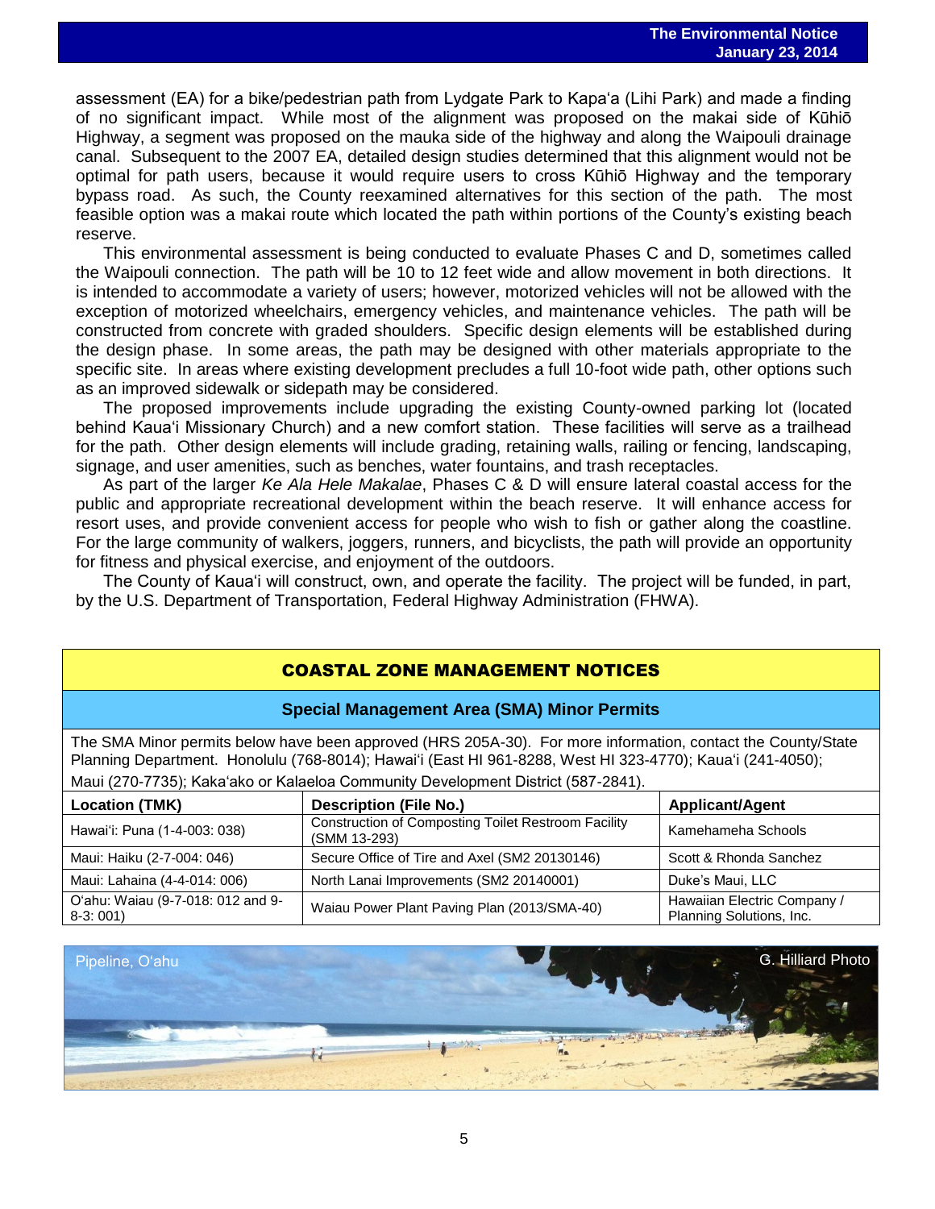assessment (EA) for a bike/pedestrian path from Lydgate Park to Kapaʻa (Lihi Park) and made a finding of no significant impact. While most of the alignment was proposed on the makai side of Kūhiō Highway, a segment was proposed on the mauka side of the highway and along the Waipouli drainage canal. Subsequent to the 2007 EA, detailed design studies determined that this alignment would not be optimal for path users, because it would require users to cross Kūhiō Highway and the temporary bypass road. As such, the County reexamined alternatives for this section of the path. The most feasible option was a makai route which located the path within portions of the County's existing beach reserve.

This environmental assessment is being conducted to evaluate Phases C and D, sometimes called the Waipouli connection. The path will be 10 to 12 feet wide and allow movement in both directions. It is intended to accommodate a variety of users; however, motorized vehicles will not be allowed with the exception of motorized wheelchairs, emergency vehicles, and maintenance vehicles. The path will be constructed from concrete with graded shoulders. Specific design elements will be established during the design phase. In some areas, the path may be designed with other materials appropriate to the specific site. In areas where existing development precludes a full 10-foot wide path, other options such as an improved sidewalk or sidepath may be considered.

The proposed improvements include upgrading the existing County-owned parking lot (located behind Kauaʻi Missionary Church) and a new comfort station. These facilities will serve as a trailhead for the path. Other design elements will include grading, retaining walls, railing or fencing, landscaping, signage, and user amenities, such as benches, water fountains, and trash receptacles.

As part of the larger *Ke Ala Hele Makalae*, Phases C & D will ensure lateral coastal access for the public and appropriate recreational development within the beach reserve. It will enhance access for resort uses, and provide convenient access for people who wish to fish or gather along the coastline. For the large community of walkers, joggers, runners, and bicyclists, the path will provide an opportunity for fitness and physical exercise, and enjoyment of the outdoors.

The County of Kauaʻi will construct, own, and operate the facility. The project will be funded, in part, by the U.S. Department of Transportation, Federal Highway Administration (FHWA).

## COASTAL ZONE MANAGEMENT NOTICES

### Special Management Area (SMA) Minor Permits

The SMA Minor permits below have been approved (HRS 205A-30). For more information, contact the County/State Planning Department. Honolulu (768-8014); Hawaiʻi (East HI 961-8288, West HI 323-4770); Kauaʻi (241-4050); Maui (270-7735); Kakaʻako or Kalaeloa Community Development District (587-2841).

| Location (TMK) | Description (File No.) | Applicant/Agent |
|---|---|---|
| Hawaiʻi: Puna (1-4-003: 038) | Construction of Composting Toilet Restroom Facility (SMM 13-293) | Kamehameha Schools |
| Maui: Haiku (2-7-004: 046) | Secure Office of Tire and Axel (SM2 20130146) | Scott & Rhonda Sanchez |
| Maui: Lahaina (4-4-014: 006) | North Lanai Improvements (SM2 20140001) | Duke's Maui, LLC |
| Oʻahu: Waiau (9-7-018: 012 and 9-8-3: 001) | Waiau Power Plant Paving Plan (2013/SMA-40) | Hawaiian Electric Company / Planning Solutions, Inc. |

Pipeline, Oʻahu G. Hilliard Photo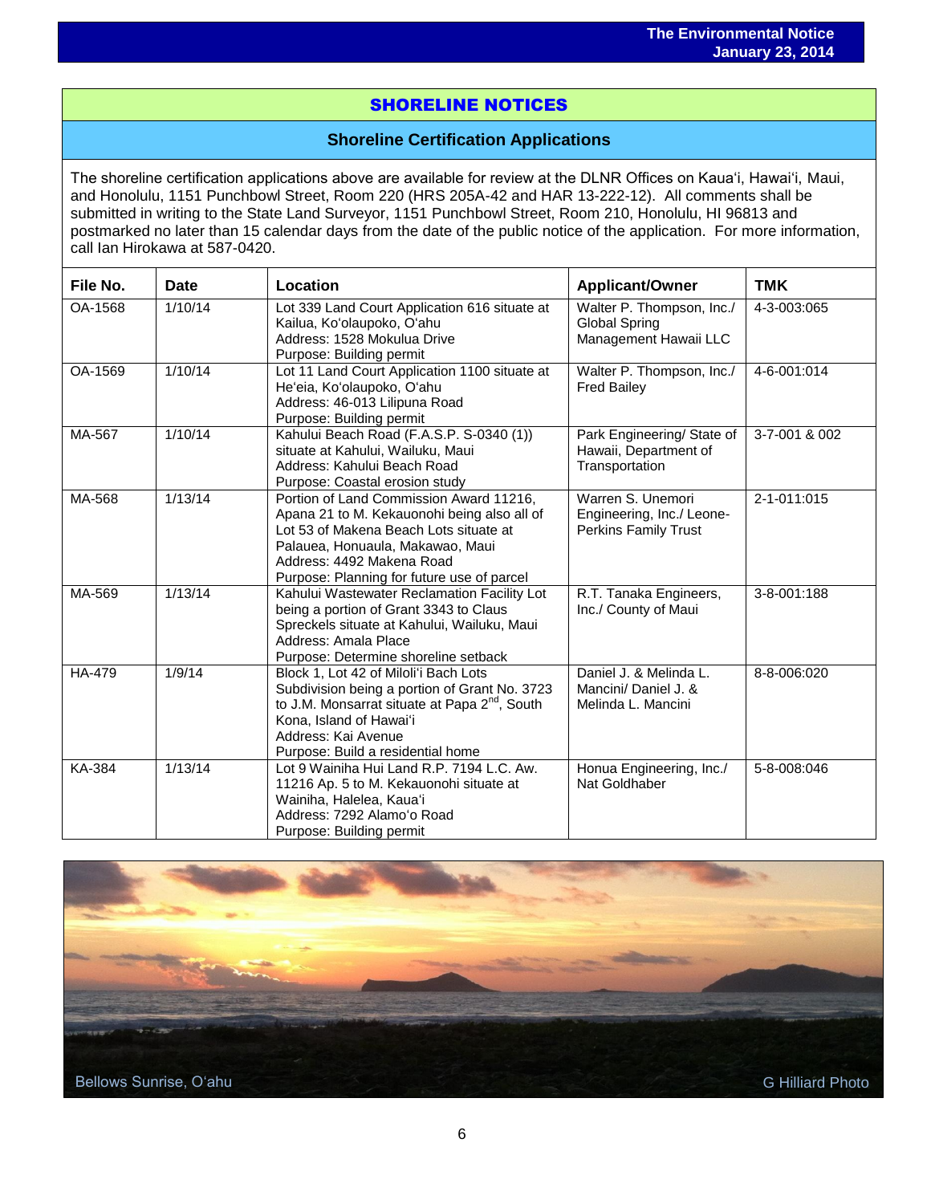## SHORELINE NOTICES

### Shoreline Certification Applications

The shoreline certification applications above are available for review at the DLNR Offices on Kauaʻi, Hawaiʻi, Maui, and Honolulu, 1151 Punchbowl Street, Room 220 (HRS 205A-42 and HAR 13-222-12). All comments shall be submitted in writing to the State Land Surveyor, 1151 Punchbowl Street, Room 210, Honolulu, HI 96813 and postmarked no later than 15 calendar days from the date of the public notice of the application. For more information, call Ian Hirokawa at 587-0420.

| File No. | Date | Location | Applicant/Owner | TMK |
|---|---|---|---|---|
| OA-1568 | 1/10/14 | Lot 339 Land Court Application 616 situate at Kailua, Koʻolaupoko, Oʻahu<br>Address: 1528 Mokulua Drive<br>Purpose: Building permit | Walter P. Thompson, Inc./ Global Spring Management Hawaii LLC | 4-3-003:065 |
| OA-1569 | 1/10/14 | Lot 11 Land Court Application 1100 situate at Heʻeia, Koʻolaupoko, Oʻahu<br>Address: 46-013 Lilipuna Road<br>Purpose: Building permit | Walter P. Thompson, Inc./ Fred Bailey | 4-6-001:014 |
| MA-567 | 1/10/14 | Kahului Beach Road (F.A.S.P. S-0340 (1)) situate at Kahului, Wailuku, Maui<br>Address: Kahului Beach Road<br>Purpose: Coastal erosion study | Park Engineering/ State of Hawaii, Department of Transportation | 3-7-001 & 002 |
| MA-568 | 1/13/14 | Portion of Land Commission Award 11216, Apana 21 to M. Kekauonohi being also all of Lot 53 of Makena Beach Lots situate at Palauea, Honuaula, Makawao, Maui<br>Address: 4492 Makena Road<br>Purpose: Planning for future use of parcel | Warren S. Unemori Engineering, Inc./ Leone-Perkins Family Trust | 2-1-011:015 |
| MA-569 | 1/13/14 | Kahului Wastewater Reclamation Facility Lot being a portion of Grant 3343 to Claus Spreckels situate at Kahului, Wailuku, Maui<br>Address: Amala Place<br>Purpose: Determine shoreline setback | R.T. Tanaka Engineers, Inc./ County of Maui | 3-8-001:188 |
| HA-479 | 1/9/14 | Block 1, Lot 42 of Miloliʻi Bach Lots Subdivision being a portion of Grant No. 3723 to J.M. Monsarrat situate at Papa 2nd, South Kona, Island of Hawaiʻi<br>Address: Kai Avenue<br>Purpose: Build a residential home | Daniel J. & Melinda L. Mancini/ Daniel J. & Melinda L. Mancini | 8-8-006:020 |
| KA-384 | 1/13/14 | Lot 9 Wainiha Hui Land R.P. 7194 L.C. Aw. 11216 Ap. 5 to M. Kekauonohi situate at Wainiha, Halelea, Kauaʻi<br>Address: 7292 Alamoʻo Road<br>Purpose: Building permit | Honua Engineering, Inc./ Nat Goldhaber | 5-8-008:046 |

Bellows Sunrise, Oʻahu

G Hilliard Photo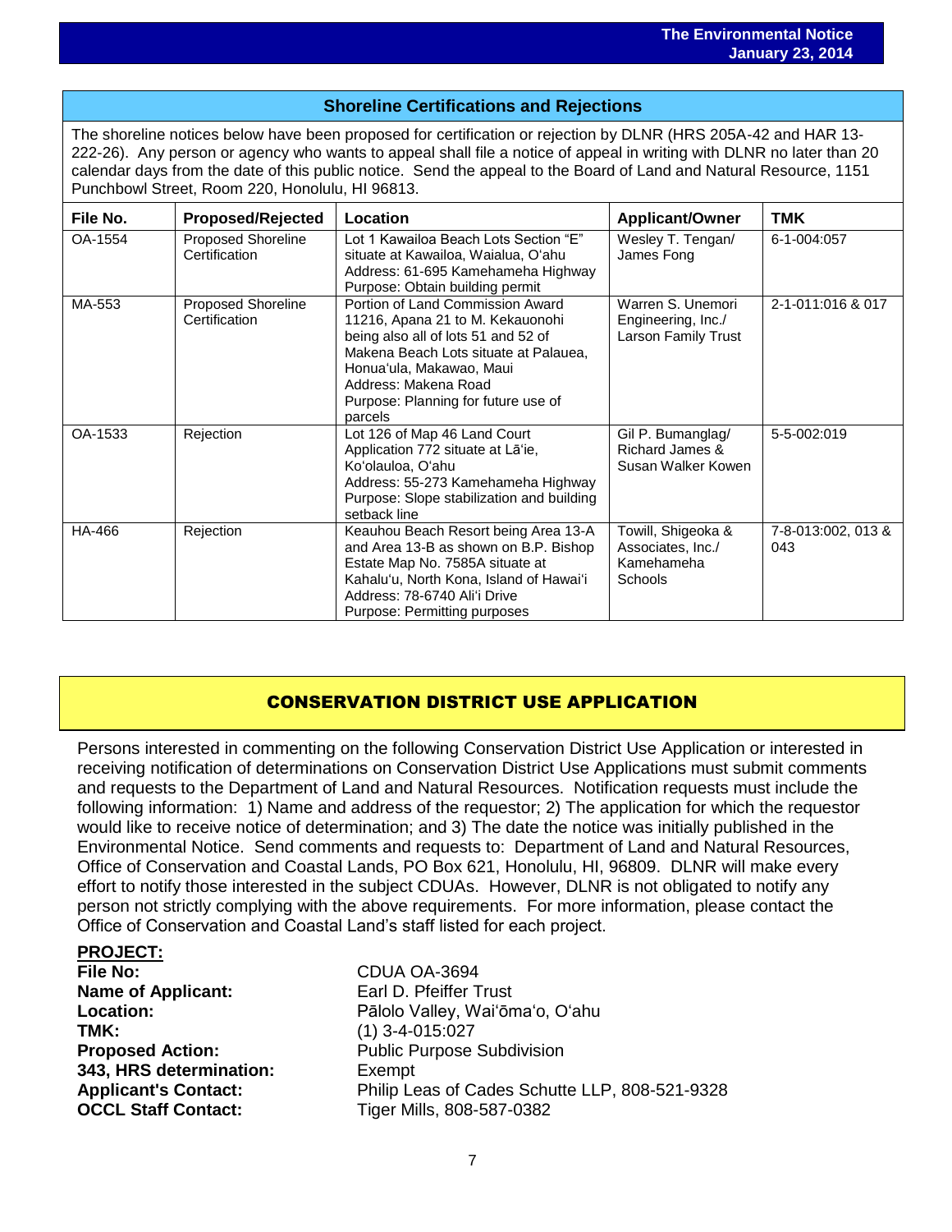## Shoreline Certifications and Rejections

The shoreline notices below have been proposed for certification or rejection by DLNR (HRS 205A-42 and HAR 13-222-26). Any person or agency who wants to appeal shall file a notice of appeal in writing with DLNR no later than 20 calendar days from the date of this public notice. Send the appeal to the Board of Land and Natural Resource, 1151 Punchbowl Street, Room 220, Honolulu, HI 96813.

| File No. | Proposed/Rejected | Location | Applicant/Owner | TMK |
|---|---|---|---|---|
| OA-1554 | Proposed Shoreline Certification | Lot 1 Kawailoa Beach Lots Section "E" situate at Kawailoa, Waialua, O'ahu<br>Address: 61-695 Kamehameha Highway<br>Purpose: Obtain building permit | Wesley T. Tengan/ James Fong | 6-1-004:057 |
| MA-553 | Proposed Shoreline Certification | Portion of Land Commission Award 11216, Apana 21 to M. Kekauonohi being also all of lots 51 and 52 of Makena Beach Lots situate at Palauea, Honua'ula, Makawao, Maui<br>Address: Makena Road<br>Purpose: Planning for future use of parcels | Warren S. Unemori Engineering, Inc./ Larson Family Trust | 2-1-011:016 & 017 |
| OA-1533 | Rejection | Lot 126 of Map 46 Land Court Application 772 situate at Lā'ie, Ko'olauloa, O'ahu<br>Address: 55-273 Kamehameha Highway<br>Purpose: Slope stabilization and building setback line | Gil P. Bumanglag/ Richard James & Susan Walker Kowen | 5-5-002:019 |
| HA-466 | Rejection | Keauhou Beach Resort being Area 13-A and Area 13-B as shown on B.P. Bishop Estate Map No. 7585A situate at Kahalu'u, North Kona, Island of Hawai'i<br>Address: 78-6740 Ali'i Drive<br>Purpose: Permitting purposes | Towill, Shigeoka & Associates, Inc./ Kamehameha Schools | 7-8-013:002, 013 & 043 |

## CONSERVATION DISTRICT USE APPLICATION

Persons interested in commenting on the following Conservation District Use Application or interested in receiving notification of determinations on Conservation District Use Applications must submit comments and requests to the Department of Land and Natural Resources. Notification requests must include the following information: 1) Name and address of the requestor; 2) The application for which the requestor would like to receive notice of determination; and 3) The date the notice was initially published in the Environmental Notice. Send comments and requests to: Department of Land and Natural Resources, Office of Conservation and Coastal Lands, PO Box 621, Honolulu, HI, 96809. DLNR will make every effort to notify those interested in the subject CDUAs. However, DLNR is not obligated to notify any person not strictly complying with the above requirements. For more information, please contact the Office of Conservation and Coastal Land's staff listed for each project.

**PROJECT:**

**File No:** CDUA OA-3694
**Name of Applicant:** Earl D. Pfeiffer Trust
**Location:** Pālolo Valley, Wai'ōma'o, O'ahu
**TMK:** (1) 3-4-015:027
**Proposed Action:** Public Purpose Subdivision
**343, HRS determination:** Exempt
**Applicant's Contact:** Philip Leas of Cades Schutte LLP, 808-521-9328
**OCCL Staff Contact:** Tiger Mills, 808-587-0382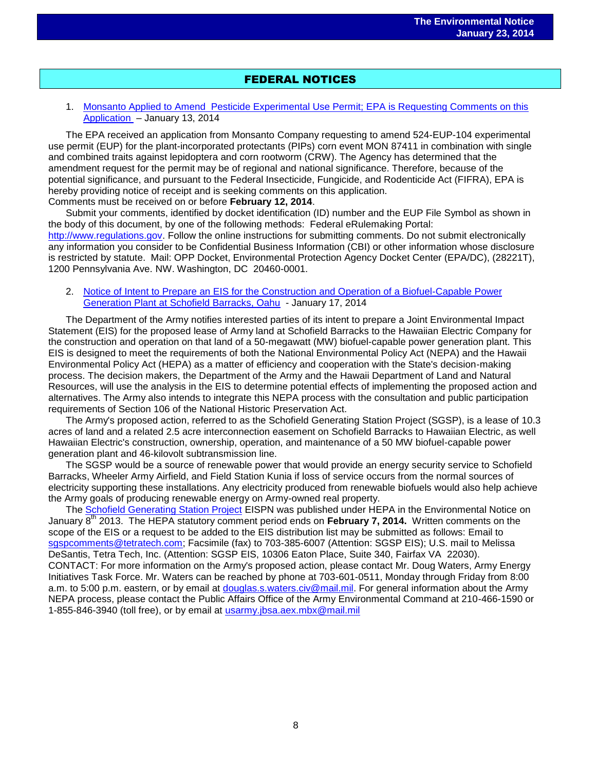## FEDERAL NOTICES

1. Monsanto Applied to Amend Pesticide Experimental Use Permit; EPA is Requesting Comments on this Application – January 13, 2014

The EPA received an application from Monsanto Company requesting to amend 524-EUP-104 experimental use permit (EUP) for the plant-incorporated protectants (PIPs) corn event MON 87411 in combination with single and combined traits against lepidoptera and corn rootworm (CRW). The Agency has determined that the amendment request for the permit may be of regional and national significance. Therefore, because of the potential significance, and pursuant to the Federal Insecticide, Fungicide, and Rodenticide Act (FIFRA), EPA is hereby providing notice of receipt and is seeking comments on this application.
Comments must be received on or before **February 12, 2014**.

Submit your comments, identified by docket identification (ID) number and the EUP File Symbol as shown in the body of this document, by one of the following methods: Federal eRulemaking Portal: http://www.regulations.gov. Follow the online instructions for submitting comments. Do not submit electronically any information you consider to be Confidential Business Information (CBI) or other information whose disclosure is restricted by statute. Mail: OPP Docket, Environmental Protection Agency Docket Center (EPA/DC), (28221T), 1200 Pennsylvania Ave. NW. Washington, DC 20460-0001.

2. Notice of Intent to Prepare an EIS for the Construction and Operation of a Biofuel-Capable Power Generation Plant at Schofield Barracks, Oahu - January 17, 2014

The Department of the Army notifies interested parties of its intent to prepare a Joint Environmental Impact Statement (EIS) for the proposed lease of Army land at Schofield Barracks to the Hawaiian Electric Company for the construction and operation on that land of a 50-megawatt (MW) biofuel-capable power generation plant. This EIS is designed to meet the requirements of both the National Environmental Policy Act (NEPA) and the Hawaii Environmental Policy Act (HEPA) as a matter of efficiency and cooperation with the State's decision-making process. The decision makers, the Department of the Army and the Hawaii Department of Land and Natural Resources, will use the analysis in the EIS to determine potential effects of implementing the proposed action and alternatives. The Army also intends to integrate this NEPA process with the consultation and public participation requirements of Section 106 of the National Historic Preservation Act.

The Army's proposed action, referred to as the Schofield Generating Station Project (SGSP), is a lease of 10.3 acres of land and a related 2.5 acre interconnection easement on Schofield Barracks to Hawaiian Electric, as well Hawaiian Electric's construction, ownership, operation, and maintenance of a 50 MW biofuel-capable power generation plant and 46-kilovolt subtransmission line.

The SGSP would be a source of renewable power that would provide an energy security service to Schofield Barracks, Wheeler Army Airfield, and Field Station Kunia if loss of service occurs from the normal sources of electricity supporting these installations. Any electricity produced from renewable biofuels would also help achieve the Army goals of producing renewable energy on Army-owned real property.

The Schofield Generating Station Project EISPN was published under HEPA in the Environmental Notice on January 8th 2013. The HEPA statutory comment period ends on **February 7, 2014.** Written comments on the scope of the EIS or a request to be added to the EIS distribution list may be submitted as follows: Email to sgspcomments@tetratech.com; Facsimile (fax) to 703-385-6007 (Attention: SGSP EIS); U.S. mail to Melissa DeSantis, Tetra Tech, Inc. (Attention: SGSP EIS, 10306 Eaton Place, Suite 340, Fairfax VA 22030).
CONTACT: For more information on the Army's proposed action, please contact Mr. Doug Waters, Army Energy Initiatives Task Force. Mr. Waters can be reached by phone at 703-601-0511, Monday through Friday from 8:00 a.m. to 5:00 p.m. eastern, or by email at douglas.s.waters.civ@mail.mil. For general information about the Army NEPA process, please contact the Public Affairs Office of the Army Environmental Command at 210-466-1590 or 1-855-846-3940 (toll free), or by email at usarmy.jbsa.aex.mbx@mail.mil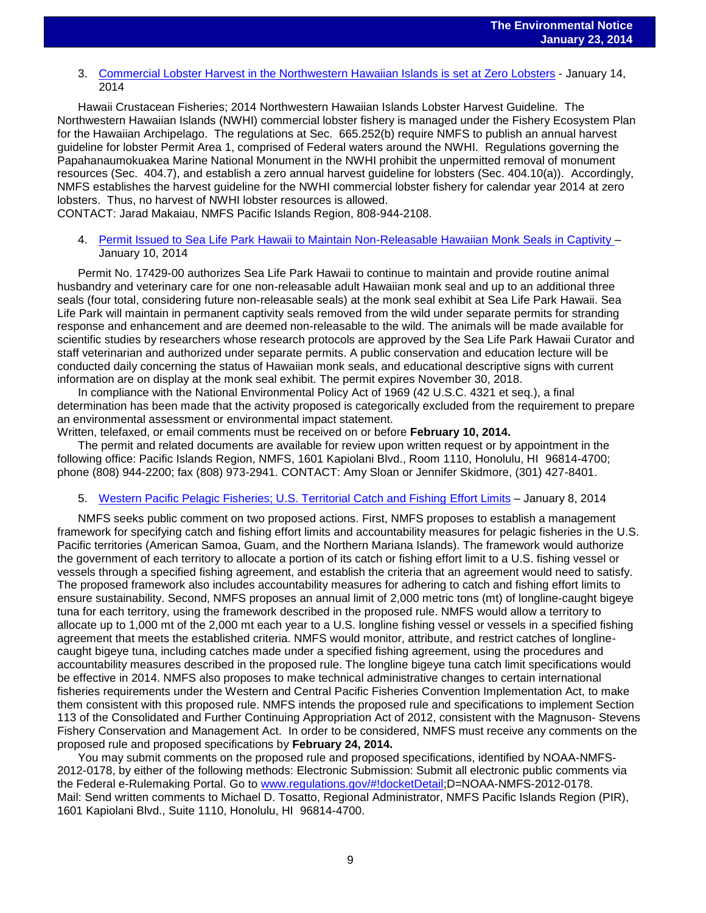3. [Commercial Lobster Harvest in the Northwestern Hawaiian Islands is set at Zero Lobsters](#) - January 14, 2014

Hawaii Crustacean Fisheries; 2014 Northwestern Hawaiian Islands Lobster Harvest Guideline. The Northwestern Hawaiian Islands (NWHI) commercial lobster fishery is managed under the Fishery Ecosystem Plan for the Hawaiian Archipelago. The regulations at Sec. 665.252(b) require NMFS to publish an annual harvest guideline for lobster Permit Area 1, comprised of Federal waters around the NWHI. Regulations governing the Papahanaumokuakea Marine National Monument in the NWHI prohibit the unpermitted removal of monument resources (Sec. 404.7), and establish a zero annual harvest guideline for lobsters (Sec. 404.10(a)). Accordingly, NMFS establishes the harvest guideline for the NWHI commercial lobster fishery for calendar year 2014 at zero lobsters. Thus, no harvest of NWHI lobster resources is allowed.
CONTACT: Jarad Makaiau, NMFS Pacific Islands Region, 808-944-2108.

4. [Permit Issued to Sea Life Park Hawaii to Maintain Non-Releasable Hawaiian Monk Seals in Captivity](#) – January 10, 2014

Permit No. 17429-00 authorizes Sea Life Park Hawaii to continue to maintain and provide routine animal husbandry and veterinary care for one non-releasable adult Hawaiian monk seal and up to an additional three seals (four total, considering future non-releasable seals) at the monk seal exhibit at Sea Life Park Hawaii. Sea Life Park will maintain in permanent captivity seals removed from the wild under separate permits for stranding response and enhancement and are deemed non-releasable to the wild. The animals will be made available for scientific studies by researchers whose research protocols are approved by the Sea Life Park Hawaii Curator and staff veterinarian and authorized under separate permits. A public conservation and education lecture will be conducted daily concerning the status of Hawaiian monk seals, and educational descriptive signs with current information are on display at the monk seal exhibit. The permit expires November 30, 2018.

In compliance with the National Environmental Policy Act of 1969 (42 U.S.C. 4321 et seq.), a final determination has been made that the activity proposed is categorically excluded from the requirement to prepare an environmental assessment or environmental impact statement.
Written, telefaxed, or email comments must be received on or before **February 10, 2014.**

The permit and related documents are available for review upon written request or by appointment in the following office: Pacific Islands Region, NMFS, 1601 Kapiolani Blvd., Room 1110, Honolulu, HI 96814-4700; phone (808) 944-2200; fax (808) 973-2941. CONTACT: Amy Sloan or Jennifer Skidmore, (301) 427-8401.

5. [Western Pacific Pelagic Fisheries; U.S. Territorial Catch and Fishing Effort Limits](#) – January 8, 2014

NMFS seeks public comment on two proposed actions. First, NMFS proposes to establish a management framework for specifying catch and fishing effort limits and accountability measures for pelagic fisheries in the U.S. Pacific territories (American Samoa, Guam, and the Northern Mariana Islands). The framework would authorize the government of each territory to allocate a portion of its catch or fishing effort limit to a U.S. fishing vessel or vessels through a specified fishing agreement, and establish the criteria that an agreement would need to satisfy. The proposed framework also includes accountability measures for adhering to catch and fishing effort limits to ensure sustainability. Second, NMFS proposes an annual limit of 2,000 metric tons (mt) of longline-caught bigeye tuna for each territory, using the framework described in the proposed rule. NMFS would allow a territory to allocate up to 1,000 mt of the 2,000 mt each year to a U.S. longline fishing vessel or vessels in a specified fishing agreement that meets the established criteria. NMFS would monitor, attribute, and restrict catches of longline-caught bigeye tuna, including catches made under a specified fishing agreement, using the procedures and accountability measures described in the proposed rule. The longline bigeye tuna catch limit specifications would be effective in 2014. NMFS also proposes to make technical administrative changes to certain international fisheries requirements under the Western and Central Pacific Fisheries Convention Implementation Act, to make them consistent with this proposed rule. NMFS intends the proposed rule and specifications to implement Section 113 of the Consolidated and Further Continuing Appropriation Act of 2012, consistent with the Magnuson- Stevens Fishery Conservation and Management Act. In order to be considered, NMFS must receive any comments on the proposed rule and proposed specifications by **February 24, 2014.**

You may submit comments on the proposed rule and proposed specifications, identified by NOAA-NMFS-2012-0178, by either of the following methods: Electronic Submission: Submit all electronic public comments via the Federal e-Rulemaking Portal. Go to [www.regulations.gov/#!docketDetail](#);D=NOAA-NMFS-2012-0178.
Mail: Send written comments to Michael D. Tosatto, Regional Administrator, NMFS Pacific Islands Region (PIR), 1601 Kapiolani Blvd., Suite 1110, Honolulu, HI 96814-4700.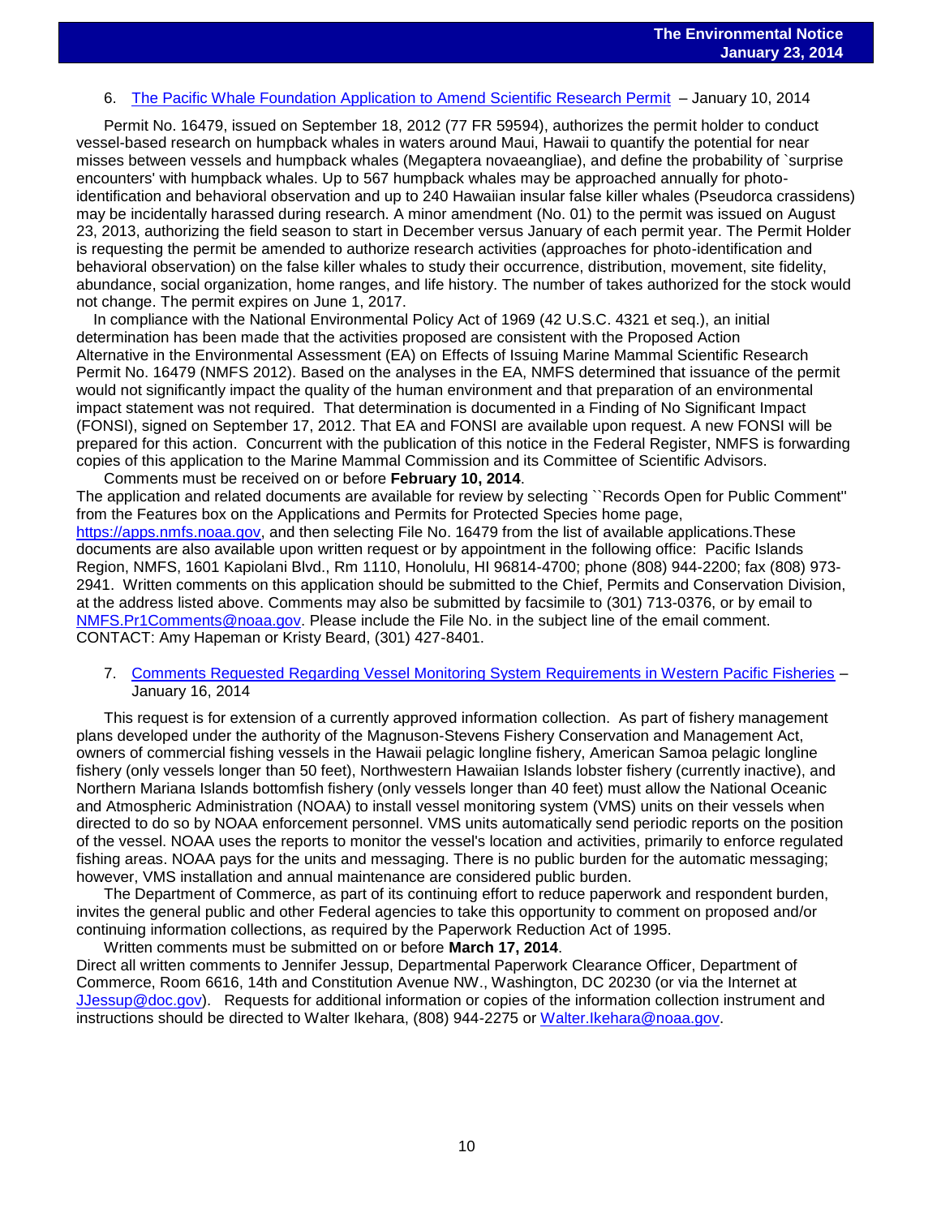6. [The Pacific Whale Foundation Application to Amend Scientific Research Permit](#) – January 10, 2014

Permit No. 16479, issued on September 18, 2012 (77 FR 59594), authorizes the permit holder to conduct vessel-based research on humpback whales in waters around Maui, Hawaii to quantify the potential for near misses between vessels and humpback whales (Megaptera novaeangliae), and define the probability of `surprise encounters' with humpback whales. Up to 567 humpback whales may be approached annually for photo-identification and behavioral observation and up to 240 Hawaiian insular false killer whales (Pseudorca crassidens) may be incidentally harassed during research. A minor amendment (No. 01) to the permit was issued on August 23, 2013, authorizing the field season to start in December versus January of each permit year. The Permit Holder is requesting the permit be amended to authorize research activities (approaches for photo-identification and behavioral observation) on the false killer whales to study their occurrence, distribution, movement, site fidelity, abundance, social organization, home ranges, and life history. The number of takes authorized for the stock would not change. The permit expires on June 1, 2017.

In compliance with the National Environmental Policy Act of 1969 (42 U.S.C. 4321 et seq.), an initial determination has been made that the activities proposed are consistent with the Proposed Action Alternative in the Environmental Assessment (EA) on Effects of Issuing Marine Mammal Scientific Research Permit No. 16479 (NMFS 2012). Based on the analyses in the EA, NMFS determined that issuance of the permit would not significantly impact the quality of the human environment and that preparation of an environmental impact statement was not required. That determination is documented in a Finding of No Significant Impact (FONSI), signed on September 17, 2012. That EA and FONSI are available upon request. A new FONSI will be prepared for this action. Concurrent with the publication of this notice in the Federal Register, NMFS is forwarding copies of this application to the Marine Mammal Commission and its Committee of Scientific Advisors.

Comments must be received on or before **February 10, 2014**.

The application and related documents are available for review by selecting ``Records Open for Public Comment'' from the Features box on the Applications and Permits for Protected Species home page, [https://apps.nmfs.noaa.gov](https://apps.nmfs.noaa.gov), and then selecting File No. 16479 from the list of available applications.These documents are also available upon written request or by appointment in the following office: Pacific Islands Region, NMFS, 1601 Kapiolani Blvd., Rm 1110, Honolulu, HI 96814-4700; phone (808) 944-2200; fax (808) 973-2941. Written comments on this application should be submitted to the Chief, Permits and Conservation Division, at the address listed above. Comments may also be submitted by facsimile to (301) 713-0376, or by email to [NMFS.Pr1Comments@noaa.gov](mailto:NMFS.Pr1Comments@noaa.gov). Please include the File No. in the subject line of the email comment. CONTACT: Amy Hapeman or Kristy Beard, (301) 427-8401.

7. [Comments Requested Regarding Vessel Monitoring System Requirements in Western Pacific Fisheries](#) – January 16, 2014

This request is for extension of a currently approved information collection. As part of fishery management plans developed under the authority of the Magnuson-Stevens Fishery Conservation and Management Act, owners of commercial fishing vessels in the Hawaii pelagic longline fishery, American Samoa pelagic longline fishery (only vessels longer than 50 feet), Northwestern Hawaiian Islands lobster fishery (currently inactive), and Northern Mariana Islands bottomfish fishery (only vessels longer than 40 feet) must allow the National Oceanic and Atmospheric Administration (NOAA) to install vessel monitoring system (VMS) units on their vessels when directed to do so by NOAA enforcement personnel. VMS units automatically send periodic reports on the position of the vessel. NOAA uses the reports to monitor the vessel's location and activities, primarily to enforce regulated fishing areas. NOAA pays for the units and messaging. There is no public burden for the automatic messaging; however, VMS installation and annual maintenance are considered public burden.

The Department of Commerce, as part of its continuing effort to reduce paperwork and respondent burden, invites the general public and other Federal agencies to take this opportunity to comment on proposed and/or continuing information collections, as required by the Paperwork Reduction Act of 1995.

Written comments must be submitted on or before **March 17, 2014**.

Direct all written comments to Jennifer Jessup, Departmental Paperwork Clearance Officer, Department of Commerce, Room 6616, 14th and Constitution Avenue NW., Washington, DC 20230 (or via the Internet at [JJessup@doc.gov](mailto:JJessup@doc.gov)). Requests for additional information or copies of the information collection instrument and instructions should be directed to Walter Ikehara, (808) 944-2275 or [Walter.Ikehara@noaa.gov](mailto:Walter.Ikehara@noaa.gov).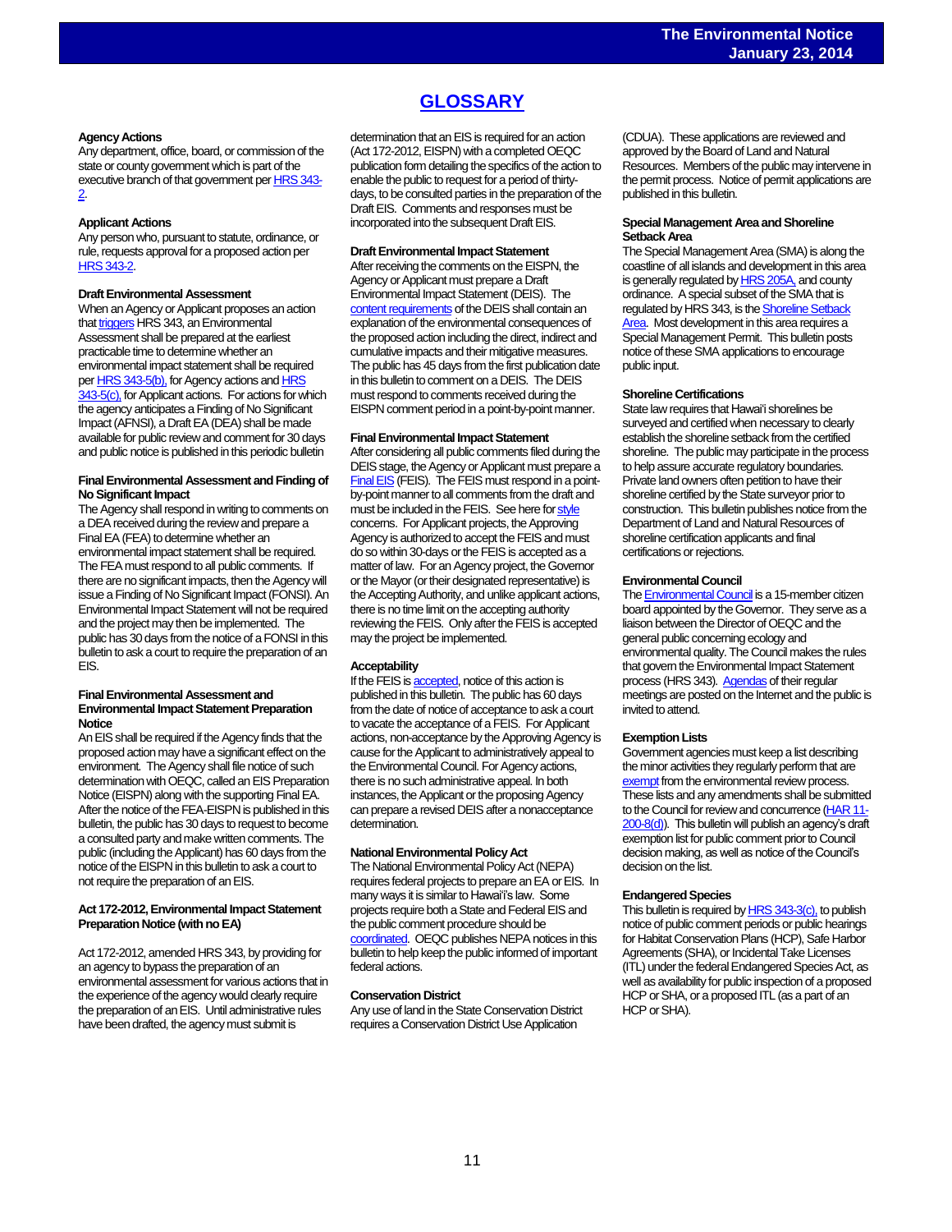# GLOSSARY

### Agency Actions

Any department, office, board, or commission of the state or county government which is part of the executive branch of that government per HRS 343-2.

### Applicant Actions

Any person who, pursuant to statute, ordinance, or rule, requests approval for a proposed action per HRS 343-2.

### Draft Environmental Assessment

When an Agency or Applicant proposes an action that triggers HRS 343, an Environmental Assessment shall be prepared at the earliest practicable time to determine whether an environmental impact statement shall be required per HRS 343-5(b), for Agency actions and HRS 343-5(c), for Applicant actions. For actions for which the agency anticipates a Finding of No Significant Impact (AFNSI), a Draft EA (DEA) shall be made available for public review and comment for 30 days and public notice is published in this periodic bulletin

### Final Environmental Assessment and Finding of No Significant Impact

The Agency shall respond in writing to comments on a DEA received during the review and prepare a Final EA (FEA) to determine whether an environmental impact statement shall be required. The FEA must respond to all public comments. If there are no significant impacts, then the Agency will issue a Finding of No Significant Impact (FONSI). An Environmental Impact Statement will not be required and the project may then be implemented. The public has 30 days from the notice of a FONSI in this bulletin to ask a court to require the preparation of an EIS.

### Final Environmental Assessment and Environmental Impact Statement Preparation Notice

An EIS shall be required if the Agency finds that the proposed action may have a significant effect on the environment. The Agency shall file notice of such determination with OEQC, called an EIS Preparation Notice (EISPN) along with the supporting Final EA. After the notice of the FEA-EISPN is published in this bulletin, the public has 30 days to request to become a consulted party and make written comments. The public (including the Applicant) has 60 days from the notice of the EISPN in this bulletin to ask a court to not require the preparation of an EIS.

### Act 172-2012, Environmental Impact Statement Preparation Notice (with no EA)

Act 172-2012, amended HRS 343, by providing for an agency to bypass the preparation of an environmental assessment for various actions that in the experience of the agency would clearly require the preparation of an EIS. Until administrative rules have been drafted, the agency must submit is determination that an EIS is required for an action (Act 172-2012, EISPN) with a completed OEQC publication form detailing the specifics of the action to enable the public to request for a period of thirty-days, to be consulted parties in the preparation of the Draft EIS. Comments and responses must be incorporated into the subsequent Draft EIS.

### Draft Environmental Impact Statement

After receiving the comments on the EISPN, the Agency or Applicant must prepare a Draft Environmental Impact Statement (DEIS). The content requirements of the DEIS shall contain an explanation of the environmental consequences of the proposed action including the direct, indirect and cumulative impacts and their mitigative measures. The public has 45 days from the first publication date in this bulletin to comment on a DEIS. The DEIS must respond to comments received during the EISPN comment period in a point-by-point manner.

### Final Environmental Impact Statement

After considering all public comments filed during the DEIS stage, the Agency or Applicant must prepare a Final EIS (FEIS). The FEIS must respond in a point-by-point manner to all comments from the draft and must be included in the FEIS. See here for style concerns. For Applicant projects, the Approving Agency is authorized to accept the FEIS and must do so within 30-days or the FEIS is accepted as a matter of law. For an Agency project, the Governor or the Mayor (or their designated representative) is the Accepting Authority, and unlike applicant actions, there is no time limit on the accepting authority reviewing the FEIS. Only after the FEIS is accepted may the project be implemented.

### Acceptability

If the FEIS is accepted, notice of this action is published in this bulletin. The public has 60 days from the date of notice of acceptance to ask a court to vacate the acceptance of a FEIS. For Applicant actions, non-acceptance by the Approving Agency is cause for the Applicant to administratively appeal to the Environmental Council. For Agency actions, there is no such administrative appeal. In both instances, the Applicant or the proposing Agency can prepare a revised DEIS after a nonacceptance determination.

### National Environmental Policy Act

The National Environmental Policy Act (NEPA) requires federal projects to prepare an EA or EIS. In many ways it is similar to Hawai'i's law. Some projects require both a State and Federal EIS and the public comment procedure should be coordinated. OEQC publishes NEPA notices in this bulletin to help keep the public informed of important federal actions.

### Conservation District

Any use of land in the State Conservation District requires a Conservation District Use Application (CDUA). These applications are reviewed and approved by the Board of Land and Natural Resources. Members of the public may intervene in the permit process. Notice of permit applications are published in this bulletin.

### Special Management Area and Shoreline Setback Area

The Special Management Area (SMA) is along the coastline of all islands and development in this area is generally regulated by HRS 205A, and county ordinance. A special subset of the SMA that is regulated by HRS 343, is the Shoreline Setback Area. Most development in this area requires a Special Management Permit. This bulletin posts notice of these SMA applications to encourage public input.

### Shoreline Certifications

State law requires that Hawai'i shorelines be surveyed and certified when necessary to clearly establish the shoreline setback from the certified shoreline. The public may participate in the process to help assure accurate regulatory boundaries. Private land owners often petition to have their shoreline certified by the State surveyor prior to construction. This bulletin publishes notice from the Department of Land and Natural Resources of shoreline certification applicants and final certifications or rejections.

### Environmental Council

The Environmental Council is a 15-member citizen board appointed by the Governor. They serve as a liaison between the Director of OEQC and the general public concerning ecology and environmental quality. The Council makes the rules that govern the Environmental Impact Statement process (HRS 343). Agendas of their regular meetings are posted on the Internet and the public is invited to attend.

### Exemption Lists

Government agencies must keep a list describing the minor activities they regularly perform that are exempt from the environmental review process. These lists and any amendments shall be submitted to the Council for review and concurrence (HAR 11-200-8(d)). This bulletin will publish an agency's draft exemption list for public comment prior to Council decision making, as well as notice of the Council's decision on the list.

### Endangered Species

This bulletin is required by HRS 343-3(c), to publish notice of public comment periods or public hearings for Habitat Conservation Plans (HCP), Safe Harbor Agreements (SHA), or Incidental Take Licenses (ITL) under the federal Endangered Species Act, as well as availability for public inspection of a proposed HCP or SHA, or a proposed ITL (as a part of an HCP or SHA).